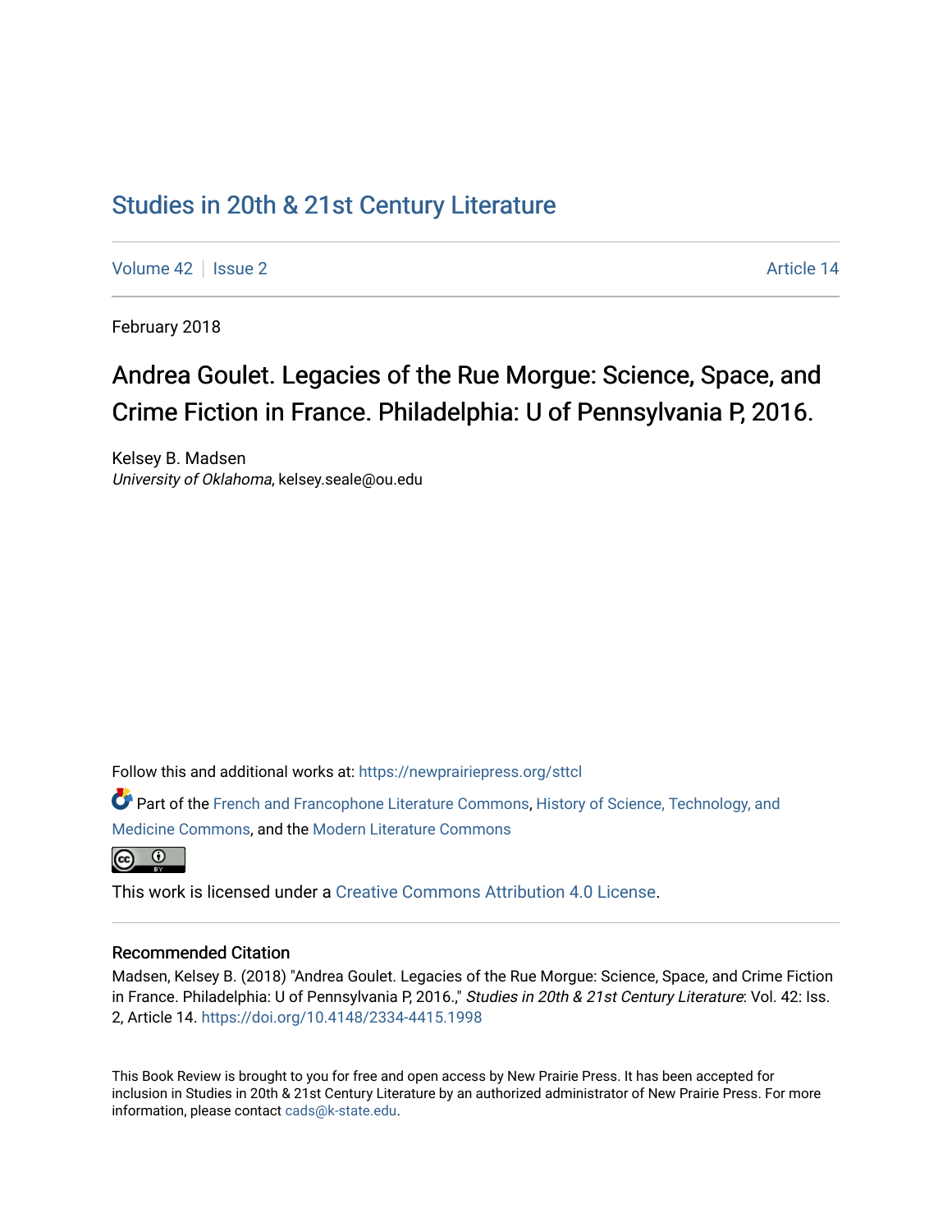# Studies in 20th & 21st Century Literature

Volume 42 | Issue 2 | Article 14

February 2018

## Andrea Goulet. Legacies of the Rue Morgue: Science, Space, and Crime Fiction in France. Philadelphia: U of Pennsylvania P, 2016.

Kelsey B. Madsen
*University of Oklahoma*, kelsey.seale@ou.edu

Follow this and additional works at: https://newprairiepress.org/sttcl

Part of the French and Francophone Literature Commons, History of Science, Technology, and Medicine Commons, and the Modern Literature Commons

This work is licensed under a Creative Commons Attribution 4.0 License.

### Recommended Citation

Madsen, Kelsey B. (2018) "Andrea Goulet. Legacies of the Rue Morgue: Science, Space, and Crime Fiction in France. Philadelphia: U of Pennsylvania P, 2016.," *Studies in 20th & 21st Century Literature*: Vol. 42: Iss. 2, Article 14. https://doi.org/10.4148/2334-4415.1998

This Book Review is brought to you for free and open access by New Prairie Press. It has been accepted for inclusion in Studies in 20th & 21st Century Literature by an authorized administrator of New Prairie Press. For more information, please contact cads@k-state.edu.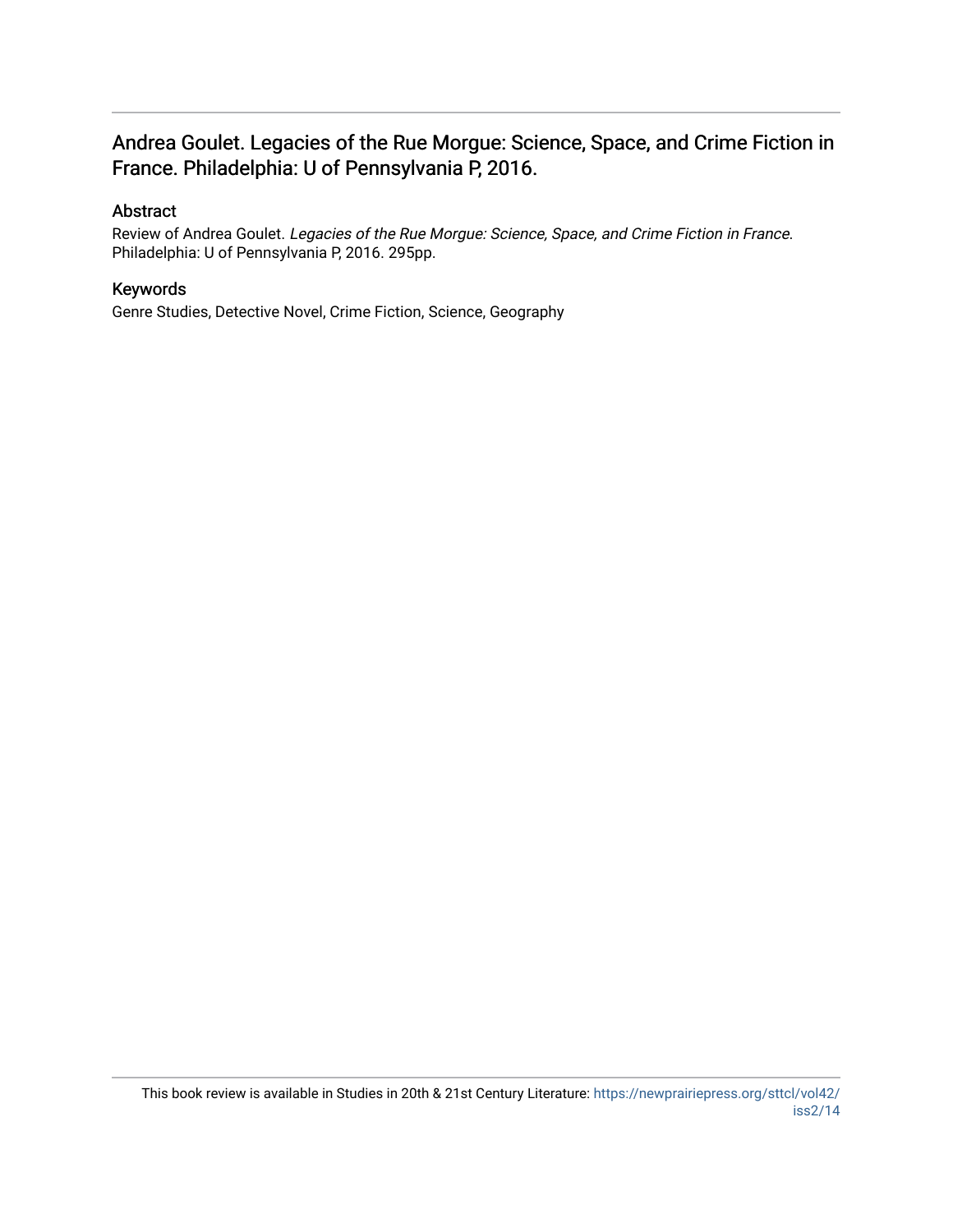## Andrea Goulet. Legacies of the Rue Morgue: Science, Space, and Crime Fiction in France. Philadelphia: U of Pennsylvania P, 2016.

### Abstract

Review of Andrea Goulet. *Legacies of the Rue Morgue: Science, Space, and Crime Fiction in France*. Philadelphia: U of Pennsylvania P, 2016. 295pp.

### Keywords

Genre Studies, Detective Novel, Crime Fiction, Science, Geography

This book review is available in Studies in 20th & 21st Century Literature: https://newprairiepress.org/sttcl/vol42/iss2/14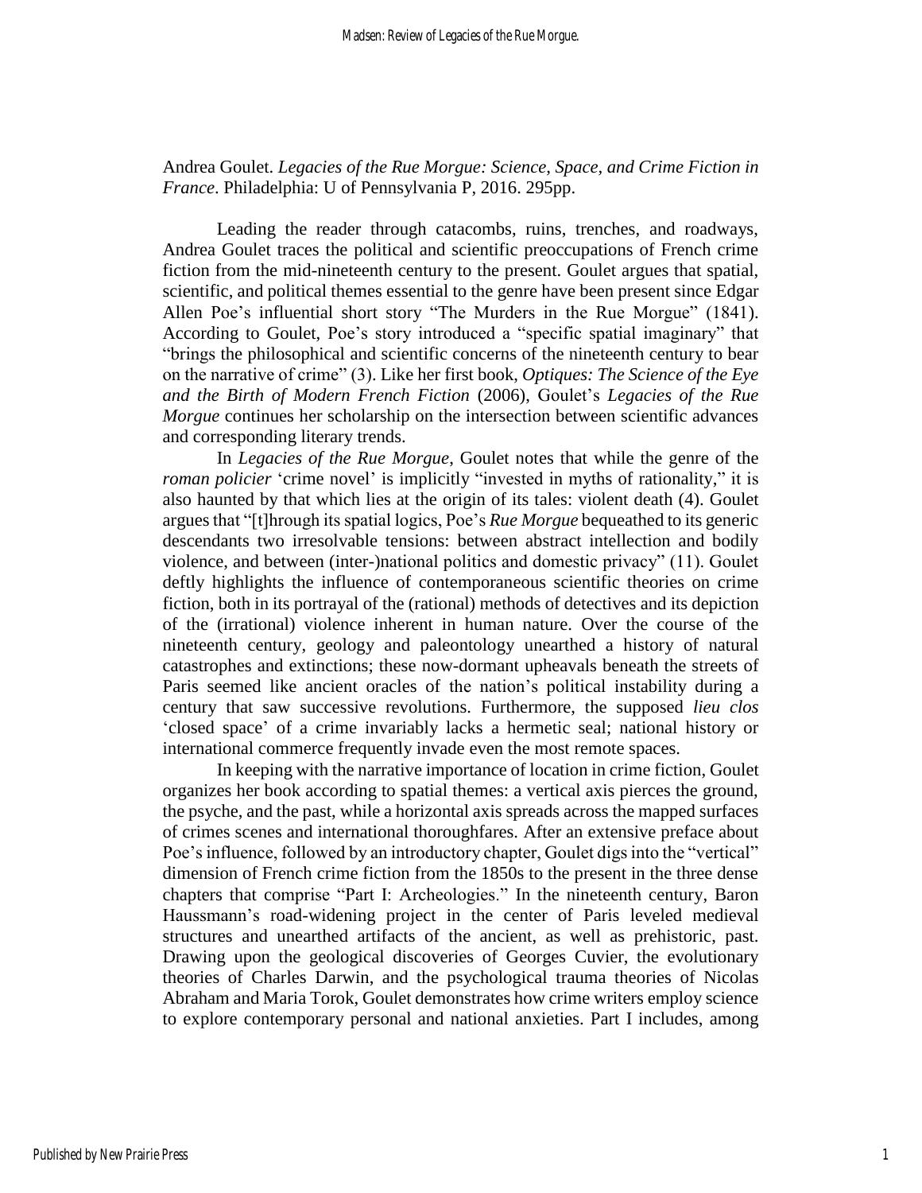Andrea Goulet. *Legacies of the Rue Morgue: Science, Space, and Crime Fiction in France*. Philadelphia: U of Pennsylvania P, 2016. 295pp.

Leading the reader through catacombs, ruins, trenches, and roadways, Andrea Goulet traces the political and scientific preoccupations of French crime fiction from the mid-nineteenth century to the present. Goulet argues that spatial, scientific, and political themes essential to the genre have been present since Edgar Allen Poe's influential short story "The Murders in the Rue Morgue" (1841). According to Goulet, Poe's story introduced a "specific spatial imaginary" that "brings the philosophical and scientific concerns of the nineteenth century to bear on the narrative of crime" (3). Like her first book, *Optiques: The Science of the Eye and the Birth of Modern French Fiction* (2006), Goulet's *Legacies of the Rue Morgue* continues her scholarship on the intersection between scientific advances and corresponding literary trends.

In *Legacies of the Rue Morgue*, Goulet notes that while the genre of the *roman policier* 'crime novel' is implicitly "invested in myths of rationality," it is also haunted by that which lies at the origin of its tales: violent death (4). Goulet argues that "[t]hrough its spatial logics, Poe's *Rue Morgue* bequeathed to its generic descendants two irresolvable tensions: between abstract intellection and bodily violence, and between (inter-)national politics and domestic privacy" (11). Goulet deftly highlights the influence of contemporaneous scientific theories on crime fiction, both in its portrayal of the (rational) methods of detectives and its depiction of the (irrational) violence inherent in human nature. Over the course of the nineteenth century, geology and paleontology unearthed a history of natural catastrophes and extinctions; these now-dormant upheavals beneath the streets of Paris seemed like ancient oracles of the nation's political instability during a century that saw successive revolutions. Furthermore, the supposed *lieu clos* 'closed space' of a crime invariably lacks a hermetic seal; national history or international commerce frequently invade even the most remote spaces.

In keeping with the narrative importance of location in crime fiction, Goulet organizes her book according to spatial themes: a vertical axis pierces the ground, the psyche, and the past, while a horizontal axis spreads across the mapped surfaces of crimes scenes and international thoroughfares. After an extensive preface about Poe's influence, followed by an introductory chapter, Goulet digs into the "vertical" dimension of French crime fiction from the 1850s to the present in the three dense chapters that comprise "Part I: Archeologies." In the nineteenth century, Baron Haussmann's road-widening project in the center of Paris leveled medieval structures and unearthed artifacts of the ancient, as well as prehistoric, past. Drawing upon the geological discoveries of Georges Cuvier, the evolutionary theories of Charles Darwin, and the psychological trauma theories of Nicolas Abraham and Maria Torok, Goulet demonstrates how crime writers employ science to explore contemporary personal and national anxieties. Part I includes, among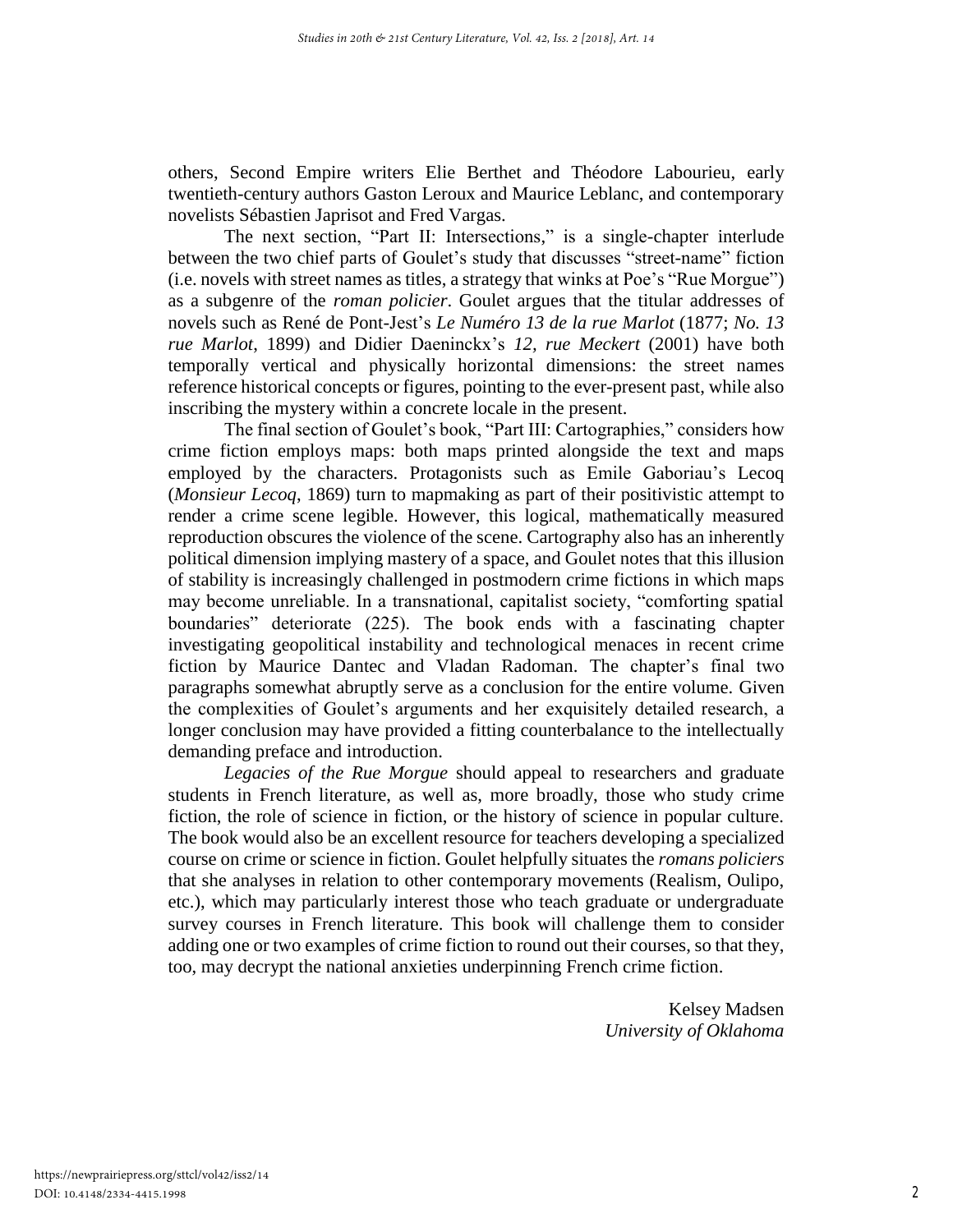others, Second Empire writers Elie Berthet and Théodore Labourieu, early twentieth-century authors Gaston Leroux and Maurice Leblanc, and contemporary novelists Sébastien Japrisot and Fred Vargas.

The next section, "Part II: Intersections," is a single-chapter interlude between the two chief parts of Goulet's study that discusses "street-name" fiction (i.e. novels with street names as titles, a strategy that winks at Poe's "Rue Morgue") as a subgenre of the *roman policier*. Goulet argues that the titular addresses of novels such as René de Pont-Jest's *Le Numéro 13 de la rue Marlot* (1877; *No. 13 rue Marlot*, 1899) and Didier Daeninckx's *12, rue Meckert* (2001) have both temporally vertical and physically horizontal dimensions: the street names reference historical concepts or figures, pointing to the ever-present past, while also inscribing the mystery within a concrete locale in the present.

The final section of Goulet's book, "Part III: Cartographies," considers how crime fiction employs maps: both maps printed alongside the text and maps employed by the characters. Protagonists such as Emile Gaboriau's Lecoq (*Monsieur Lecoq*, 1869) turn to mapmaking as part of their positivistic attempt to render a crime scene legible. However, this logical, mathematically measured reproduction obscures the violence of the scene. Cartography also has an inherently political dimension implying mastery of a space, and Goulet notes that this illusion of stability is increasingly challenged in postmodern crime fictions in which maps may become unreliable. In a transnational, capitalist society, "comforting spatial boundaries" deteriorate (225). The book ends with a fascinating chapter investigating geopolitical instability and technological menaces in recent crime fiction by Maurice Dantec and Vladan Radoman. The chapter's final two paragraphs somewhat abruptly serve as a conclusion for the entire volume. Given the complexities of Goulet's arguments and her exquisitely detailed research, a longer conclusion may have provided a fitting counterbalance to the intellectually demanding preface and introduction.

*Legacies of the Rue Morgue* should appeal to researchers and graduate students in French literature, as well as, more broadly, those who study crime fiction, the role of science in fiction, or the history of science in popular culture. The book would also be an excellent resource for teachers developing a specialized course on crime or science in fiction. Goulet helpfully situates the *romans policiers* that she analyses in relation to other contemporary movements (Realism, Oulipo, etc.), which may particularly interest those who teach graduate or undergraduate survey courses in French literature. This book will challenge them to consider adding one or two examples of crime fiction to round out their courses, so that they, too, may decrypt the national anxieties underpinning French crime fiction.

Kelsey Madsen
*University of Oklahoma*